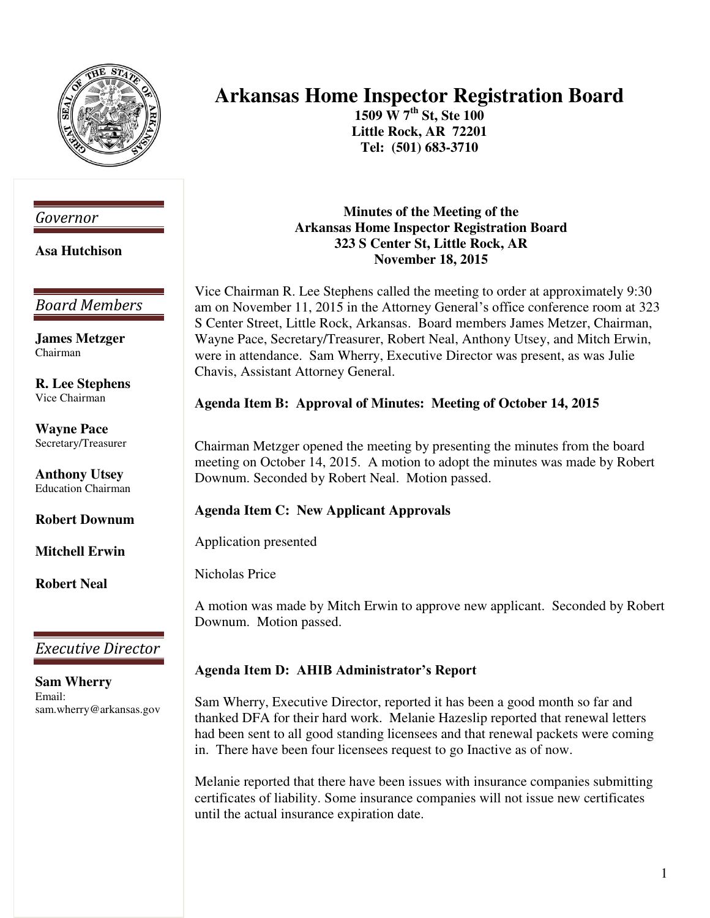# Arkansas Home Inspector Registration Board

**1509 W 7th St, Ste 100**
**Little Rock, AR 72201**
**Tel: (501) 683-3710**

*Governor*

**Asa Hutchison**

*Board Members*

**James Metzger**
Chairman

**R. Lee Stephens**
Vice Chairman

**Wayne Pace**
Secretary/Treasurer

**Anthony Utsey**
Education Chairman

**Robert Downum**

**Mitchell Erwin**

**Robert Neal**

*Executive Director*

**Sam Wherry**
Email:
sam.wherry@arkansas.gov

## Minutes of the Meeting of the Arkansas Home Inspector Registration Board
## 323 S Center St, Little Rock, AR
## November 18, 2015

Vice Chairman R. Lee Stephens called the meeting to order at approximately 9:30 am on November 11, 2015 in the Attorney General's office conference room at 323 S Center Street, Little Rock, Arkansas. Board members James Metzer, Chairman, Wayne Pace, Secretary/Treasurer, Robert Neal, Anthony Utsey, and Mitch Erwin, were in attendance. Sam Wherry, Executive Director was present, as was Julie Chavis, Assistant Attorney General.

**Agenda Item B: Approval of Minutes: Meeting of October 14, 2015**

Chairman Metzger opened the meeting by presenting the minutes from the board meeting on October 14, 2015. A motion to adopt the minutes was made by Robert Downum. Seconded by Robert Neal. Motion passed.

**Agenda Item C: New Applicant Approvals**

Application presented

Nicholas Price

A motion was made by Mitch Erwin to approve new applicant. Seconded by Robert Downum. Motion passed.

**Agenda Item D: AHIB Administrator's Report**

Sam Wherry, Executive Director, reported it has been a good month so far and thanked DFA for their hard work. Melanie Hazeslip reported that renewal letters had been sent to all good standing licensees and that renewal packets were coming in. There have been four licensees request to go Inactive as of now.

Melanie reported that there have been issues with insurance companies submitting certificates of liability. Some insurance companies will not issue new certificates until the actual insurance expiration date.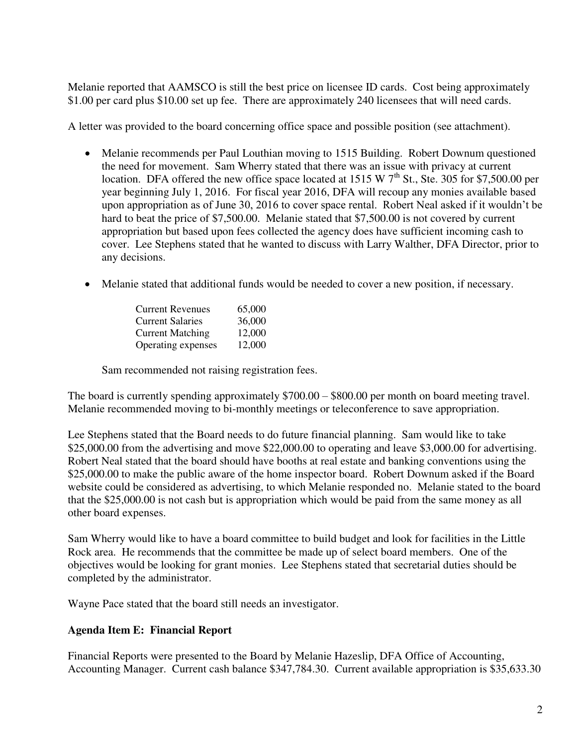Melanie reported that AAMSCO is still the best price on licensee ID cards. Cost being approximately $1.00 per card plus $10.00 set up fee. There are approximately 240 licensees that will need cards.

A letter was provided to the board concerning office space and possible position (see attachment).

- Melanie recommends per Paul Louthian moving to 1515 Building. Robert Downum questioned the need for movement. Sam Wherry stated that there was an issue with privacy at current location. DFA offered the new office space located at 1515 W 7th St., Ste. 305 for $7,500.00 per year beginning July 1, 2016. For fiscal year 2016, DFA will recoup any monies available based upon appropriation as of June 30, 2016 to cover space rental. Robert Neal asked if it wouldn't be hard to beat the price of $7,500.00. Melanie stated that $7,500.00 is not covered by current appropriation but based upon fees collected the agency does have sufficient incoming cash to cover. Lee Stephens stated that he wanted to discuss with Larry Walther, DFA Director, prior to any decisions.

- Melanie stated that additional funds would be needed to cover a new position, if necessary.

| | |
|---|---|
| Current Revenues | 65,000 |
| Current Salaries | 36,000 |
| Current Matching | 12,000 |
| Operating expenses | 12,000 |

Sam recommended not raising registration fees.

The board is currently spending approximately $700.00 – $800.00 per month on board meeting travel. Melanie recommended moving to bi-monthly meetings or teleconference to save appropriation.

Lee Stephens stated that the Board needs to do future financial planning. Sam would like to take $25,000.00 from the advertising and move $22,000.00 to operating and leave $3,000.00 for advertising. Robert Neal stated that the board should have booths at real estate and banking conventions using the $25,000.00 to make the public aware of the home inspector board. Robert Downum asked if the Board website could be considered as advertising, to which Melanie responded no. Melanie stated to the board that the $25,000.00 is not cash but is appropriation which would be paid from the same money as all other board expenses.

Sam Wherry would like to have a board committee to build budget and look for facilities in the Little Rock area. He recommends that the committee be made up of select board members. One of the objectives would be looking for grant monies. Lee Stephens stated that secretarial duties should be completed by the administrator.

Wayne Pace stated that the board still needs an investigator.

**Agenda Item E: Financial Report**

Financial Reports were presented to the Board by Melanie Hazeslip, DFA Office of Accounting, Accounting Manager. Current cash balance $347,784.30. Current available appropriation is $35,633.30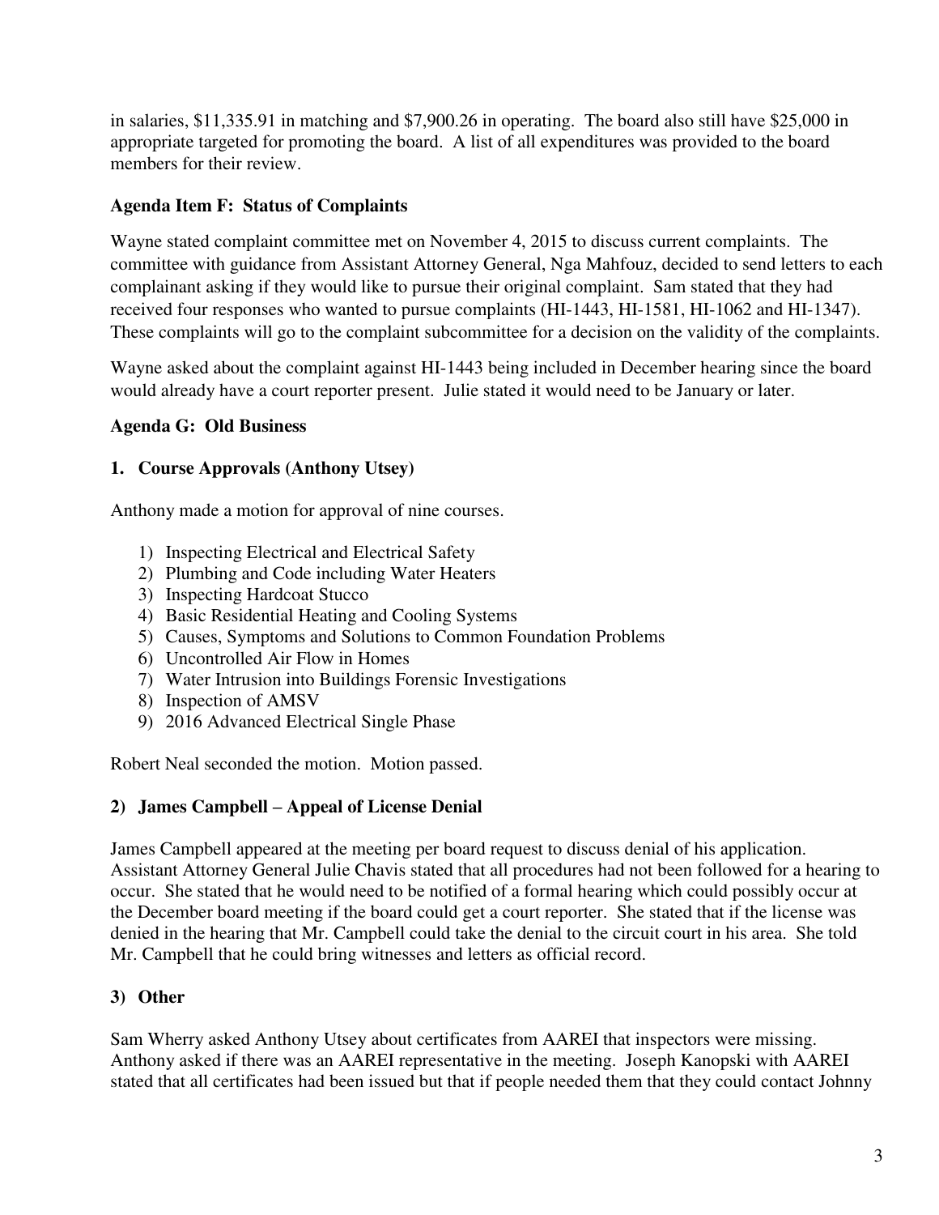in salaries, $11,335.91 in matching and $7,900.26 in operating. The board also still have $25,000 in appropriate targeted for promoting the board. A list of all expenditures was provided to the board members for their review.

**Agenda Item F: Status of Complaints**

Wayne stated complaint committee met on November 4, 2015 to discuss current complaints. The committee with guidance from Assistant Attorney General, Nga Mahfouz, decided to send letters to each complainant asking if they would like to pursue their original complaint. Sam stated that they had received four responses who wanted to pursue complaints (HI-1443, HI-1581, HI-1062 and HI-1347). These complaints will go to the complaint subcommittee for a decision on the validity of the complaints.

Wayne asked about the complaint against HI-1443 being included in December hearing since the board would already have a court reporter present. Julie stated it would need to be January or later.

**Agenda G: Old Business**

**1. Course Approvals (Anthony Utsey)**

Anthony made a motion for approval of nine courses.

1) Inspecting Electrical and Electrical Safety
2) Plumbing and Code including Water Heaters
3) Inspecting Hardcoat Stucco
4) Basic Residential Heating and Cooling Systems
5) Causes, Symptoms and Solutions to Common Foundation Problems
6) Uncontrolled Air Flow in Homes
7) Water Intrusion into Buildings Forensic Investigations
8) Inspection of AMSV
9) 2016 Advanced Electrical Single Phase

Robert Neal seconded the motion. Motion passed.

**2) James Campbell – Appeal of License Denial**

James Campbell appeared at the meeting per board request to discuss denial of his application. Assistant Attorney General Julie Chavis stated that all procedures had not been followed for a hearing to occur. She stated that he would need to be notified of a formal hearing which could possibly occur at the December board meeting if the board could get a court reporter. She stated that if the license was denied in the hearing that Mr. Campbell could take the denial to the circuit court in his area. She told Mr. Campbell that he could bring witnesses and letters as official record.

**3) Other**

Sam Wherry asked Anthony Utsey about certificates from AAREI that inspectors were missing. Anthony asked if there was an AAREI representative in the meeting. Joseph Kanopski with AAREI stated that all certificates had been issued but that if people needed them that they could contact Johnny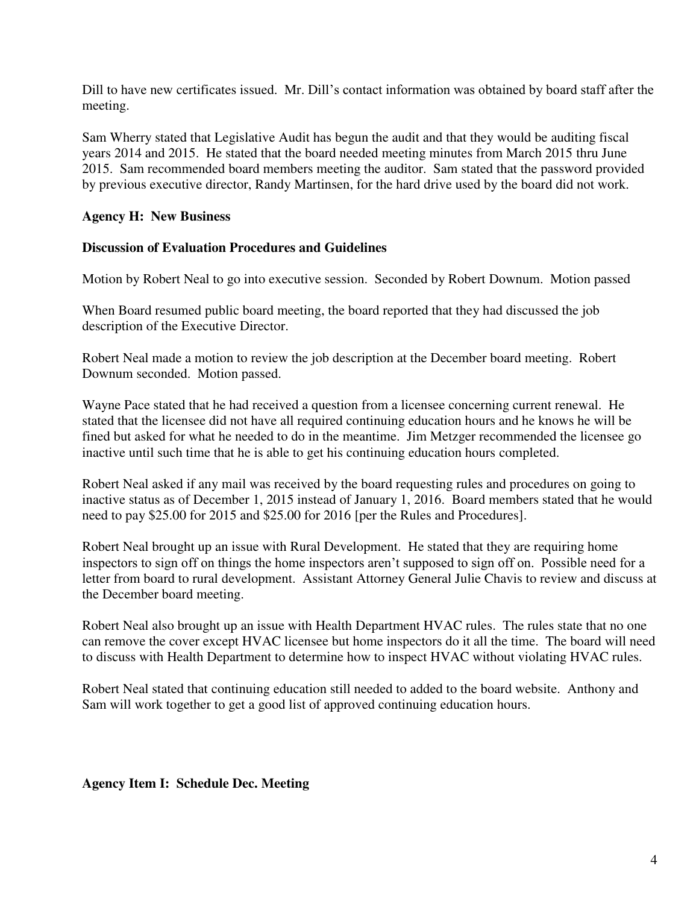Dill to have new certificates issued. Mr. Dill's contact information was obtained by board staff after the meeting.

Sam Wherry stated that Legislative Audit has begun the audit and that they would be auditing fiscal years 2014 and 2015. He stated that the board needed meeting minutes from March 2015 thru June 2015. Sam recommended board members meeting the auditor. Sam stated that the password provided by previous executive director, Randy Martinsen, for the hard drive used by the board did not work.

**Agency H: New Business**

**Discussion of Evaluation Procedures and Guidelines**

Motion by Robert Neal to go into executive session. Seconded by Robert Downum. Motion passed

When Board resumed public board meeting, the board reported that they had discussed the job description of the Executive Director.

Robert Neal made a motion to review the job description at the December board meeting. Robert Downum seconded. Motion passed.

Wayne Pace stated that he had received a question from a licensee concerning current renewal. He stated that the licensee did not have all required continuing education hours and he knows he will be fined but asked for what he needed to do in the meantime. Jim Metzger recommended the licensee go inactive until such time that he is able to get his continuing education hours completed.

Robert Neal asked if any mail was received by the board requesting rules and procedures on going to inactive status as of December 1, 2015 instead of January 1, 2016. Board members stated that he would need to pay $25.00 for 2015 and $25.00 for 2016 [per the Rules and Procedures].

Robert Neal brought up an issue with Rural Development. He stated that they are requiring home inspectors to sign off on things the home inspectors aren't supposed to sign off on. Possible need for a letter from board to rural development. Assistant Attorney General Julie Chavis to review and discuss at the December board meeting.

Robert Neal also brought up an issue with Health Department HVAC rules. The rules state that no one can remove the cover except HVAC licensee but home inspectors do it all the time. The board will need to discuss with Health Department to determine how to inspect HVAC without violating HVAC rules.

Robert Neal stated that continuing education still needed to added to the board website. Anthony and Sam will work together to get a good list of approved continuing education hours.

**Agency Item I: Schedule Dec. Meeting**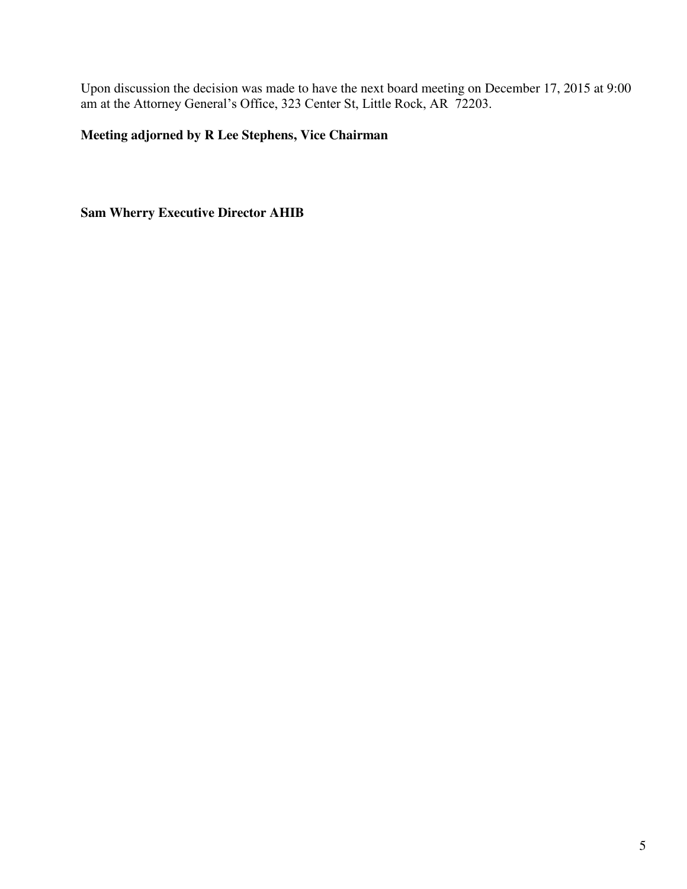Upon discussion the decision was made to have the next board meeting on December 17, 2015 at 9:00 am at the Attorney General's Office, 323 Center St, Little Rock, AR 72203.

**Meeting adjorned by R Lee Stephens, Vice Chairman**

**Sam Wherry Executive Director AHIB**